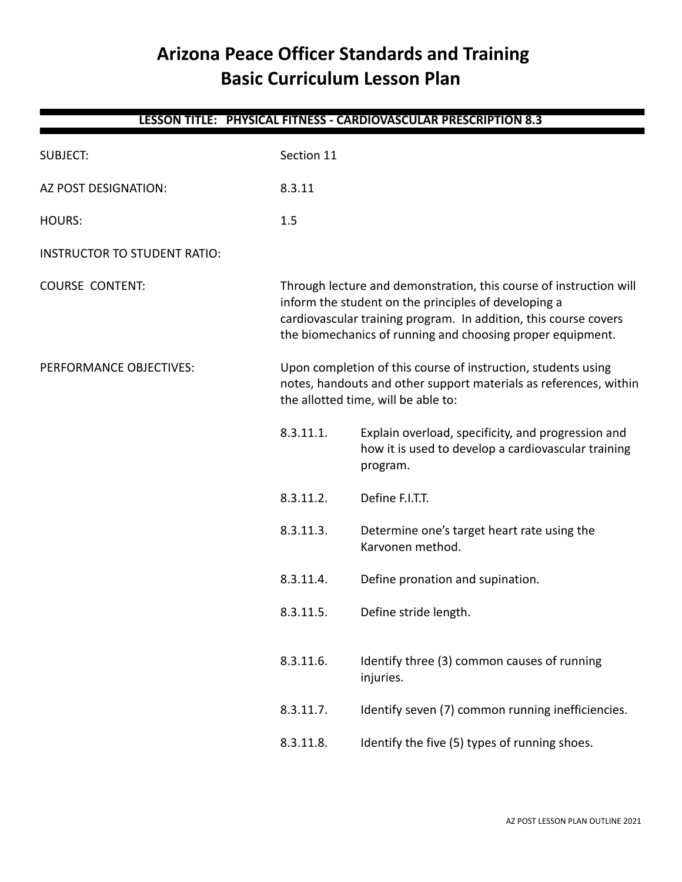# Arizona Peace Officer Standards and Training
# Basic Curriculum Lesson Plan

## LESSON TITLE: PHYSICAL FITNESS - CARDIOVASCULAR PRESCRIPTION 8.3

SUBJECT: Section 11

AZ POST DESIGNATION: 8.3.11

HOURS: 1.5

INSTRUCTOR TO STUDENT RATIO:

COURSE CONTENT: Through lecture and demonstration, this course of instruction will inform the student on the principles of developing a cardiovascular training program. In addition, this course covers the biomechanics of running and choosing proper equipment.

PERFORMANCE OBJECTIVES: Upon completion of this course of instruction, students using notes, handouts and other support materials as references, within the allotted time, will be able to:

- 8.3.11.1. Explain overload, specificity, and progression and how it is used to develop a cardiovascular training program.
- 8.3.11.2. Define F.I.T.T.
- 8.3.11.3. Determine one's target heart rate using the Karvonen method.
- 8.3.11.4. Define pronation and supination.
- 8.3.11.5. Define stride length.
- 8.3.11.6. Identify three (3) common causes of running injuries.
- 8.3.11.7. Identify seven (7) common running inefficiencies.
- 8.3.11.8. Identify the five (5) types of running shoes.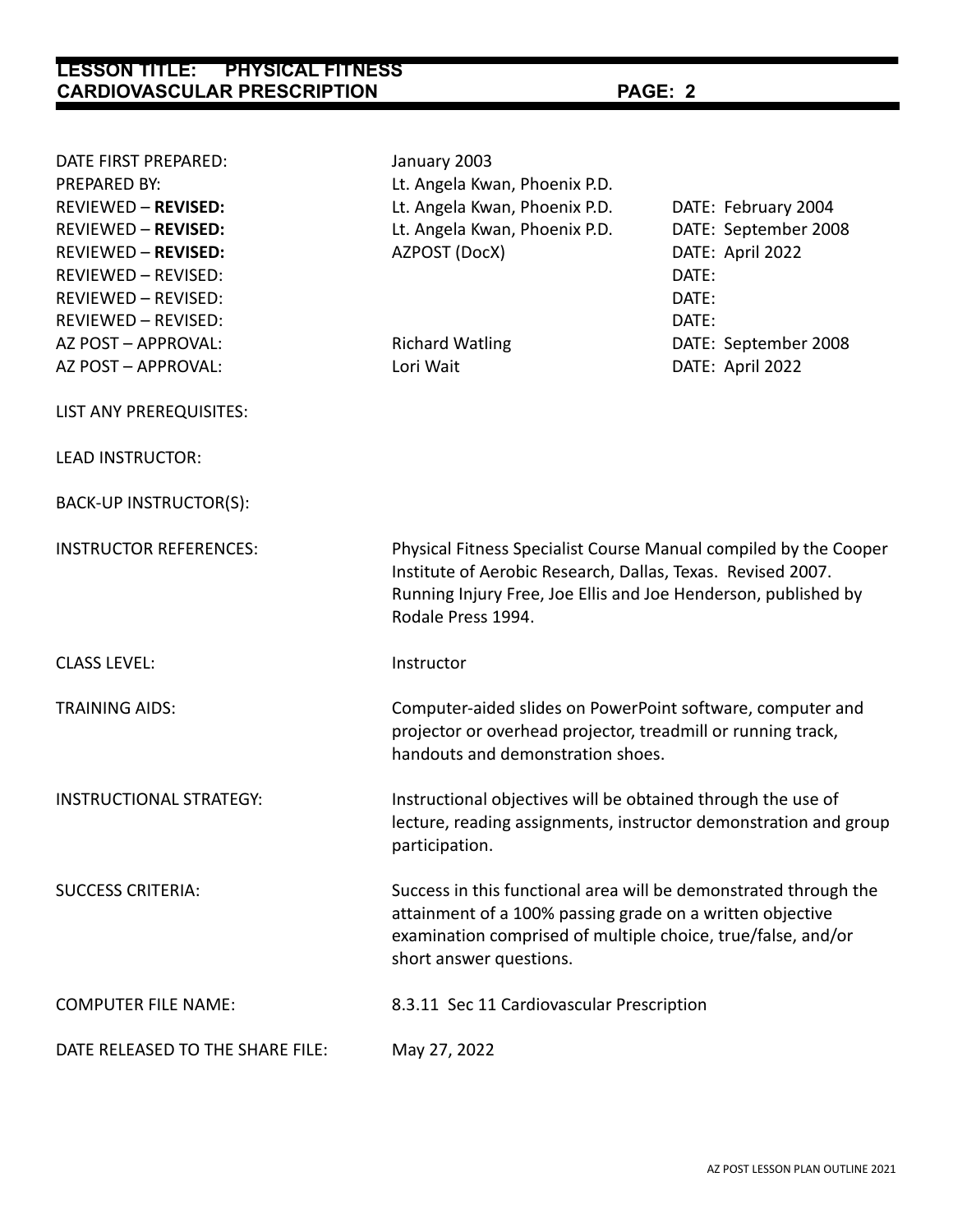| | | |
|---|---|---|
| DATE FIRST PREPARED: | January 2003 | |
| PREPARED BY: | Lt. Angela Kwan, Phoenix P.D. | |
| REVIEWED – **REVISED:** | Lt. Angela Kwan, Phoenix P.D. | DATE: February 2004 |
| REVIEWED – **REVISED:** | Lt. Angela Kwan, Phoenix P.D. | DATE: September 2008 |
| REVIEWED – **REVISED:** | AZPOST (DocX) | DATE: April 2022 |
| REVIEWED – REVISED: | | DATE: |
| REVIEWED – REVISED: | | DATE: |
| REVIEWED – REVISED: | | DATE: |
| AZ POST – APPROVAL: | Richard Watling | DATE: September 2008 |
| AZ POST – APPROVAL: | Lori Wait | DATE: April 2022 |

LIST ANY PREREQUISITES:

LEAD INSTRUCTOR:

BACK-UP INSTRUCTOR(S):

INSTRUCTOR REFERENCES: Physical Fitness Specialist Course Manual compiled by the Cooper Institute of Aerobic Research, Dallas, Texas. Revised 2007. Running Injury Free, Joe Ellis and Joe Henderson, published by Rodale Press 1994.

CLASS LEVEL: Instructor

TRAINING AIDS: Computer-aided slides on PowerPoint software, computer and projector or overhead projector, treadmill or running track, handouts and demonstration shoes.

INSTRUCTIONAL STRATEGY: Instructional objectives will be obtained through the use of lecture, reading assignments, instructor demonstration and group participation.

SUCCESS CRITERIA: Success in this functional area will be demonstrated through the attainment of a 100% passing grade on a written objective examination comprised of multiple choice, true/false, and/or short answer questions.

COMPUTER FILE NAME: 8.3.11 Sec 11 Cardiovascular Prescription

DATE RELEASED TO THE SHARE FILE: May 27, 2022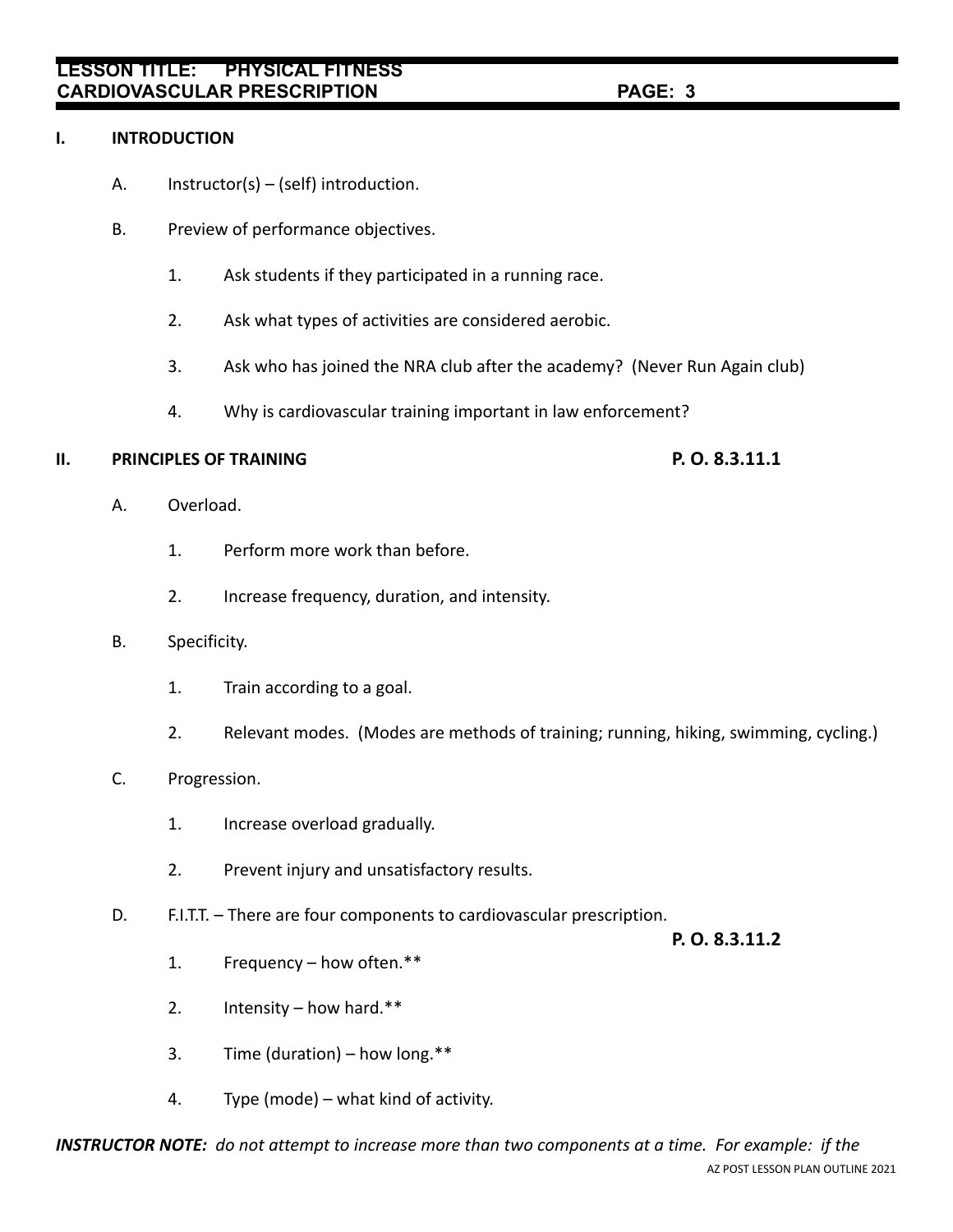## I. INTRODUCTION

A. Instructor(s) – (self) introduction.

B. Preview of performance objectives.

1. Ask students if they participated in a running race.
2. Ask what types of activities are considered aerobic.
3. Ask who has joined the NRA club after the academy? (Never Run Again club)
4. Why is cardiovascular training important in law enforcement?

## II. PRINCIPLES OF TRAINING — P. O. 8.3.11.1

A. Overload.

1. Perform more work than before.
2. Increase frequency, duration, and intensity.

B. Specificity.

1. Train according to a goal.
2. Relevant modes. (Modes are methods of training; running, hiking, swimming, cycling.)

C. Progression.

1. Increase overload gradually.
2. Prevent injury and unsatisfactory results.

D. F.I.T.T. – There are four components to cardiovascular prescription. **P. O. 8.3.11.2**

1. Frequency – how often.**
2. Intensity – how hard.**
3. Time (duration) – how long.**
4. Type (mode) – what kind of activity.

***INSTRUCTOR NOTE:*** *do not attempt to increase more than two components at a time. For example: if the*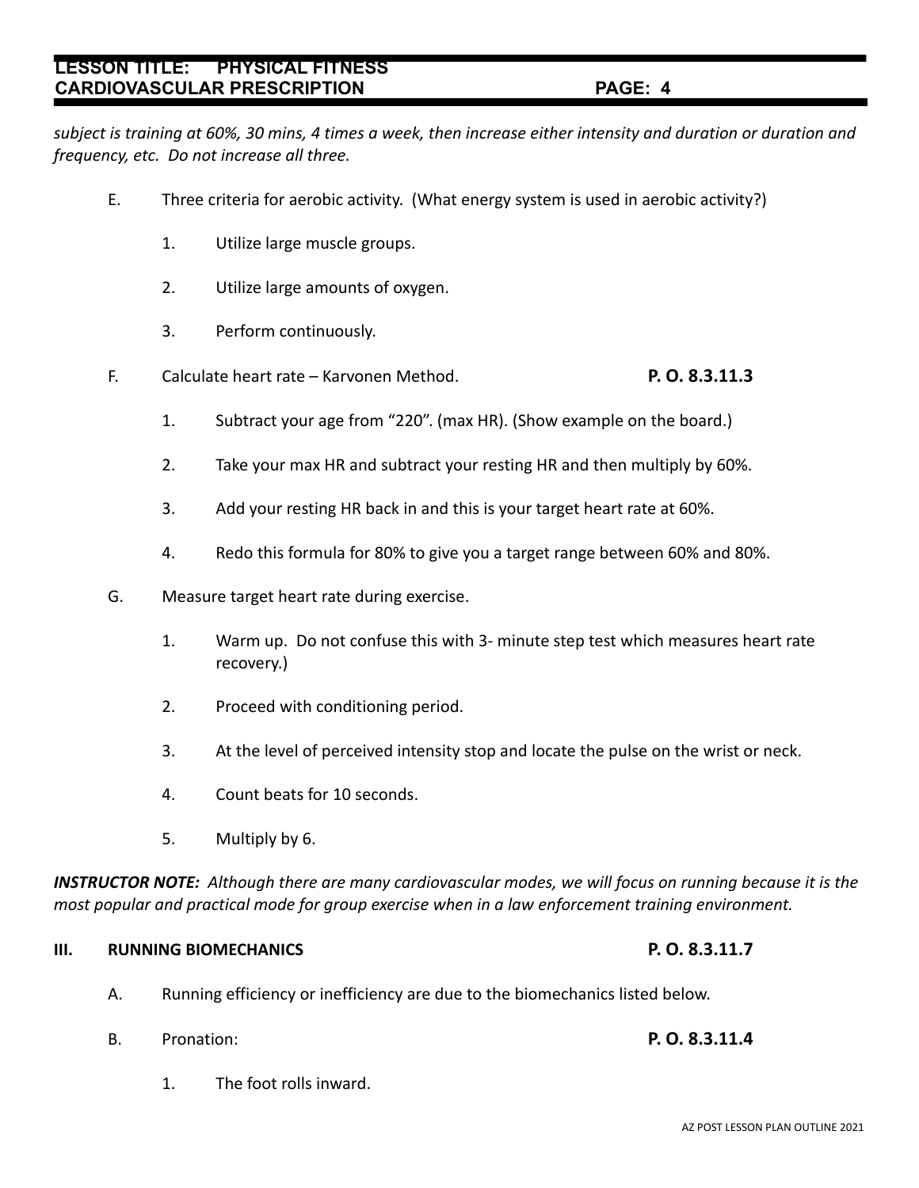*subject is training at 60%, 30 mins, 4 times a week, then increase either intensity and duration or duration and frequency, etc. Do not increase all three.*

E. Three criteria for aerobic activity. (What energy system is used in aerobic activity?)

1. Utilize large muscle groups.

2. Utilize large amounts of oxygen.

3. Perform continuously.

F. Calculate heart rate – Karvonen Method. **P. O. 8.3.11.3**

1. Subtract your age from "220". (max HR). (Show example on the board.)

2. Take your max HR and subtract your resting HR and then multiply by 60%.

3. Add your resting HR back in and this is your target heart rate at 60%.

4. Redo this formula for 80% to give you a target range between 60% and 80%.

G. Measure target heart rate during exercise.

1. Warm up. Do not confuse this with 3- minute step test which measures heart rate recovery.)

2. Proceed with conditioning period.

3. At the level of perceived intensity stop and locate the pulse on the wrist or neck.

4. Count beats for 10 seconds.

5. Multiply by 6.

***INSTRUCTOR NOTE:*** *Although there are many cardiovascular modes, we will focus on running because it is the most popular and practical mode for group exercise when in a law enforcement training environment.*

## III. RUNNING BIOMECHANICS **P. O. 8.3.11.7**

A. Running efficiency or inefficiency are due to the biomechanics listed below.

B. Pronation: **P. O. 8.3.11.4**

1. The foot rolls inward.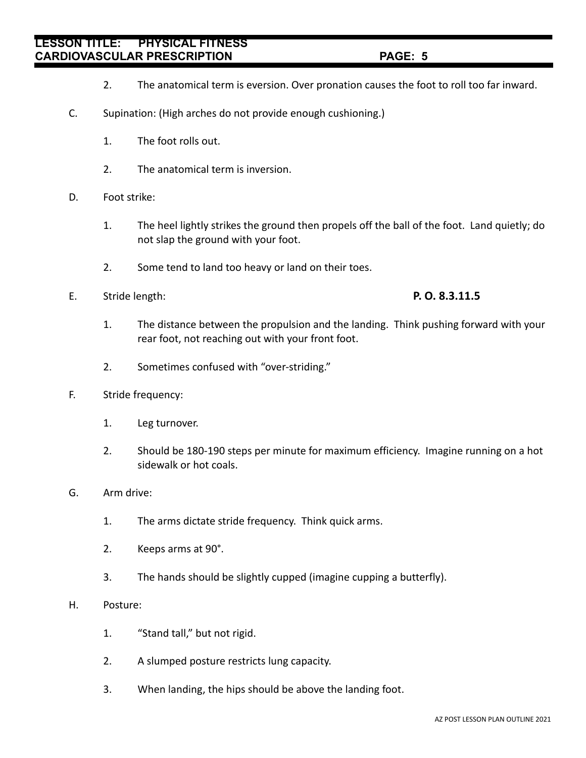2. The anatomical term is eversion. Over pronation causes the foot to roll too far inward.

C. Supination: (High arches do not provide enough cushioning.)

1. The foot rolls out.

2. The anatomical term is inversion.

D. Foot strike:

1. The heel lightly strikes the ground then propels off the ball of the foot. Land quietly; do not slap the ground with your foot.

2. Some tend to land too heavy or land on their toes.

E. Stride length: **P. O. 8.3.11.5**

1. The distance between the propulsion and the landing. Think pushing forward with your rear foot, not reaching out with your front foot.

2. Sometimes confused with "over-striding."

F. Stride frequency:

1. Leg turnover.

2. Should be 180-190 steps per minute for maximum efficiency. Imagine running on a hot sidewalk or hot coals.

G. Arm drive:

1. The arms dictate stride frequency. Think quick arms.

2. Keeps arms at 90°.

3. The hands should be slightly cupped (imagine cupping a butterfly).

H. Posture:

1. "Stand tall," but not rigid.

2. A slumped posture restricts lung capacity.

3. When landing, the hips should be above the landing foot.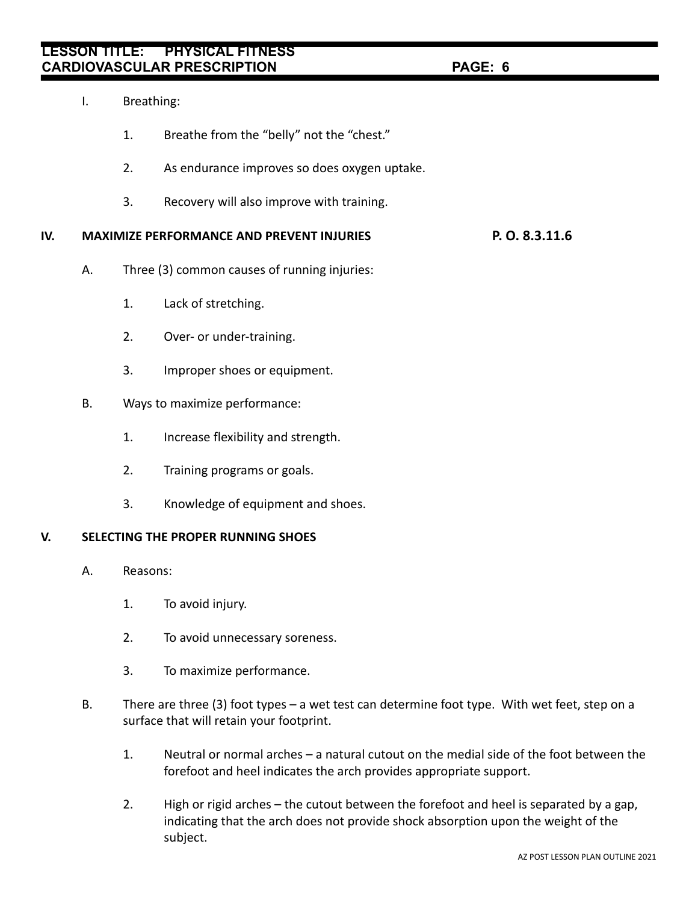I. Breathing:

1. Breathe from the “belly” not the “chest.”

2. As endurance improves so does oxygen uptake.

3. Recovery will also improve with training.

## IV. MAXIMIZE PERFORMANCE AND PREVENT INJURIES — P. O. 8.3.11.6

A. Three (3) common causes of running injuries:

1. Lack of stretching.

2. Over- or under-training.

3. Improper shoes or equipment.

B. Ways to maximize performance:

1. Increase flexibility and strength.

2. Training programs or goals.

3. Knowledge of equipment and shoes.

## V. SELECTING THE PROPER RUNNING SHOES

A. Reasons:

1. To avoid injury.

2. To avoid unnecessary soreness.

3. To maximize performance.

B. There are three (3) foot types – a wet test can determine foot type. With wet feet, step on a surface that will retain your footprint.

1. Neutral or normal arches – a natural cutout on the medial side of the foot between the forefoot and heel indicates the arch provides appropriate support.

2. High or rigid arches – the cutout between the forefoot and heel is separated by a gap, indicating that the arch does not provide shock absorption upon the weight of the subject.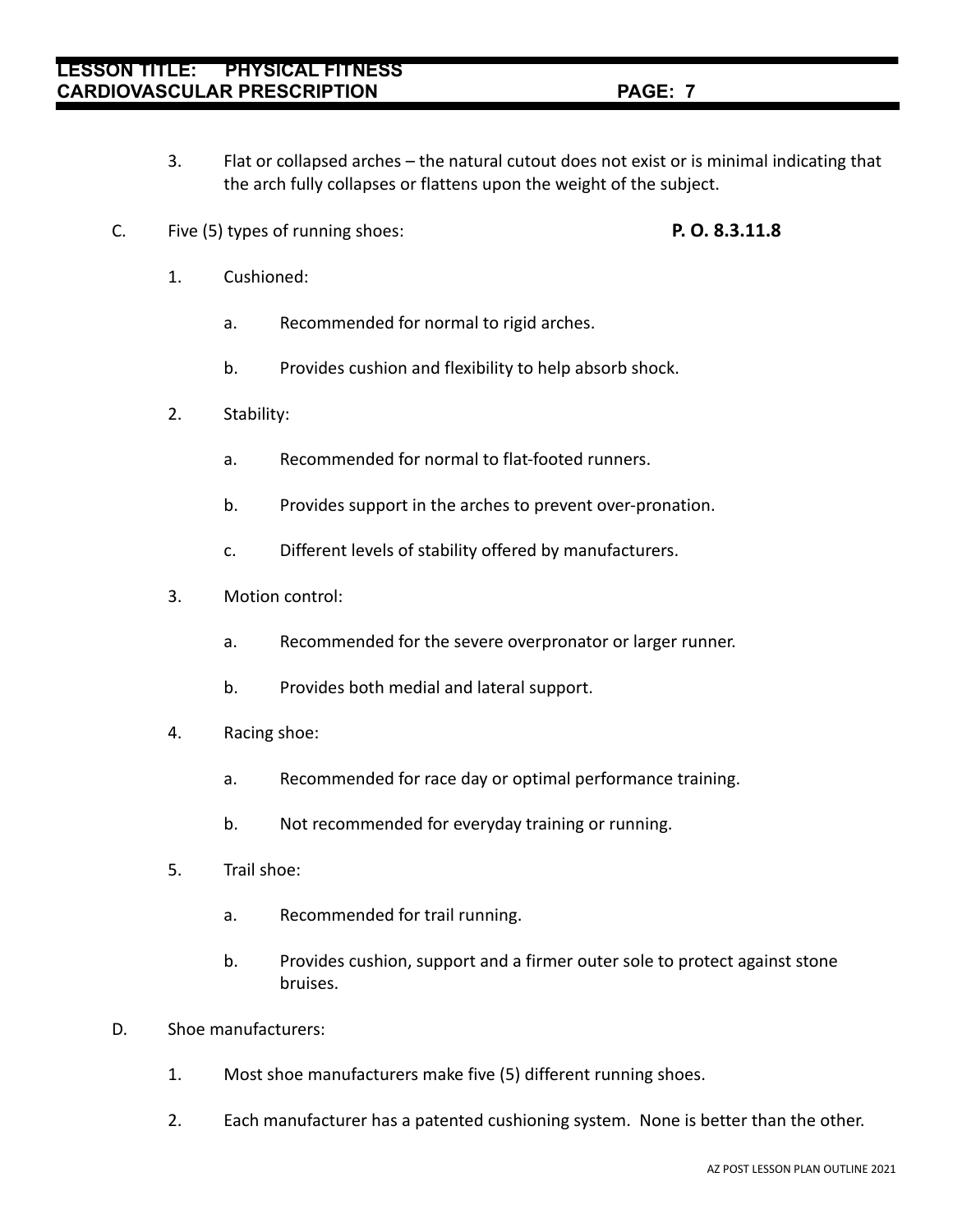3. Flat or collapsed arches – the natural cutout does not exist or is minimal indicating that the arch fully collapses or flattens upon the weight of the subject.

C. Five (5) types of running shoes: **P. O. 8.3.11.8**

1. Cushioned:

   a. Recommended for normal to rigid arches.

   b. Provides cushion and flexibility to help absorb shock.

2. Stability:

   a. Recommended for normal to flat-footed runners.

   b. Provides support in the arches to prevent over-pronation.

   c. Different levels of stability offered by manufacturers.

3. Motion control:

   a. Recommended for the severe overpronator or larger runner.

   b. Provides both medial and lateral support.

4. Racing shoe:

   a. Recommended for race day or optimal performance training.

   b. Not recommended for everyday training or running.

5. Trail shoe:

   a. Recommended for trail running.

   b. Provides cushion, support and a firmer outer sole to protect against stone bruises.

D. Shoe manufacturers:

1. Most shoe manufacturers make five (5) different running shoes.

2. Each manufacturer has a patented cushioning system. None is better than the other.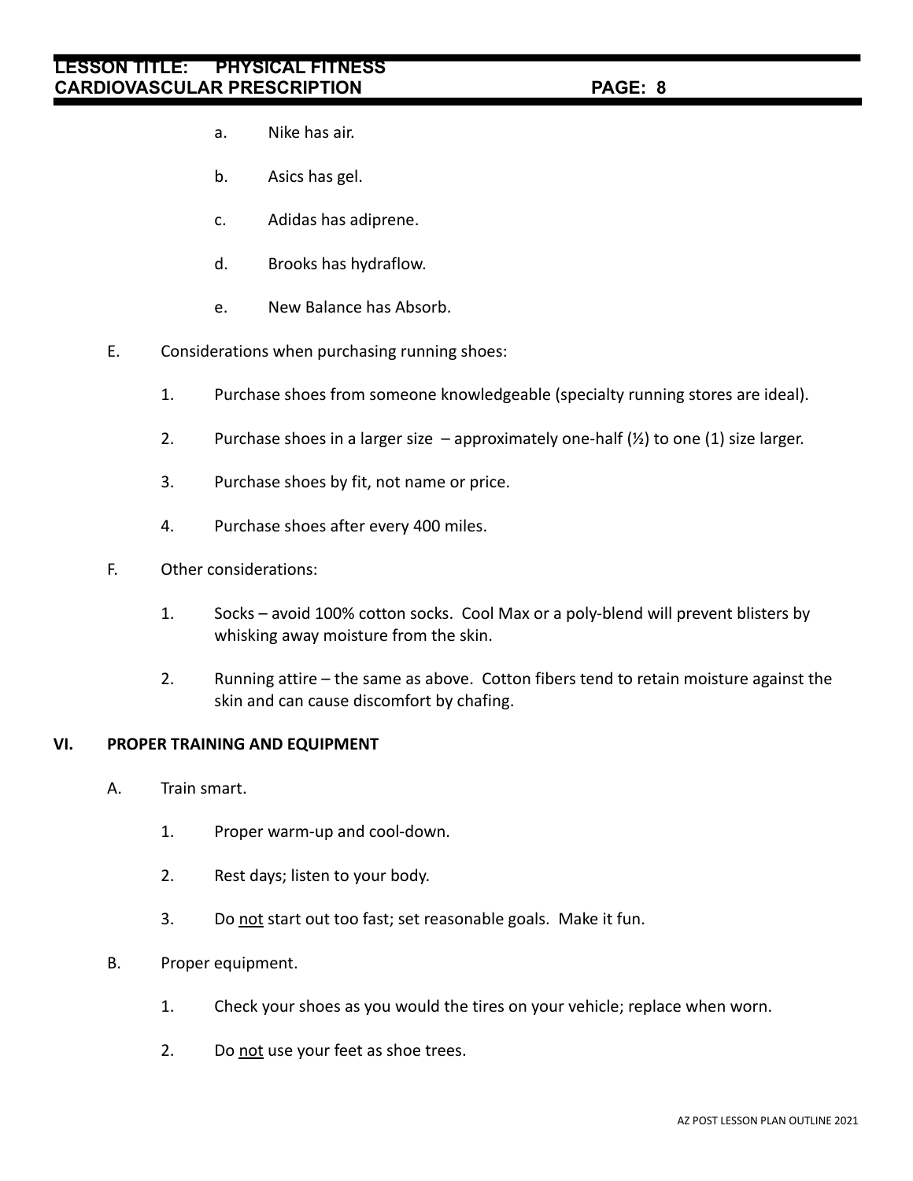a. Nike has air.

b. Asics has gel.

c. Adidas has adiprene.

d. Brooks has hydraflow.

e. New Balance has Absorb.

E. Considerations when purchasing running shoes:

1. Purchase shoes from someone knowledgeable (specialty running stores are ideal).

2. Purchase shoes in a larger size – approximately one-half (½) to one (1) size larger.

3. Purchase shoes by fit, not name or price.

4. Purchase shoes after every 400 miles.

F. Other considerations:

1. Socks – avoid 100% cotton socks. Cool Max or a poly-blend will prevent blisters by whisking away moisture from the skin.

2. Running attire – the same as above. Cotton fibers tend to retain moisture against the skin and can cause discomfort by chafing.

## VI. PROPER TRAINING AND EQUIPMENT

A. Train smart.

1. Proper warm-up and cool-down.

2. Rest days; listen to your body.

3. Do <u>not</u> start out too fast; set reasonable goals. Make it fun.

B. Proper equipment.

1. Check your shoes as you would the tires on your vehicle; replace when worn.

2. Do <u>not</u> use your feet as shoe trees.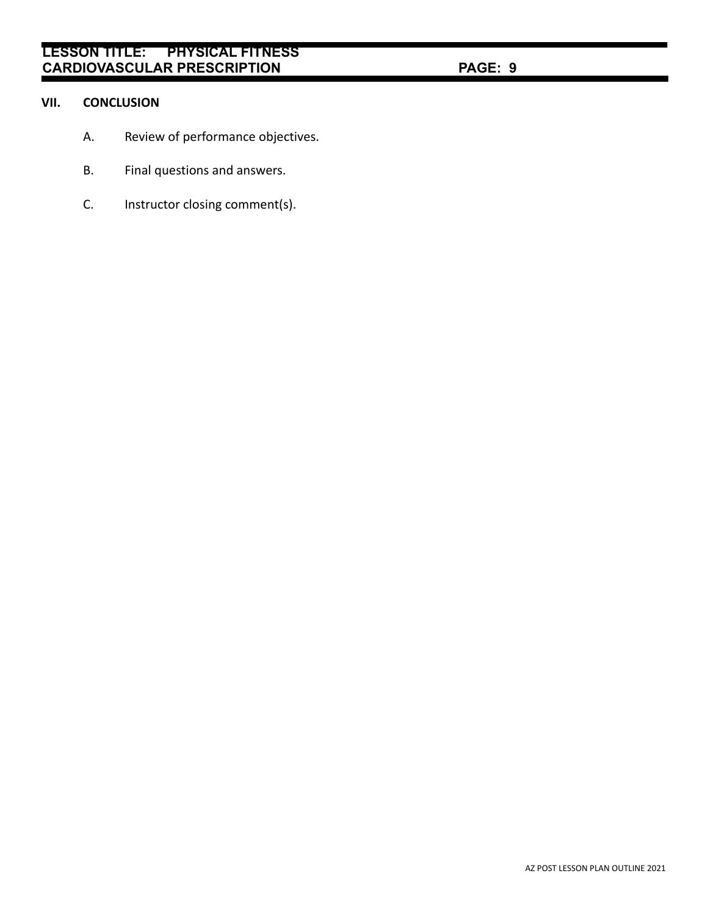## VII. CONCLUSION

A. Review of performance objectives.

B. Final questions and answers.

C. Instructor closing comment(s).